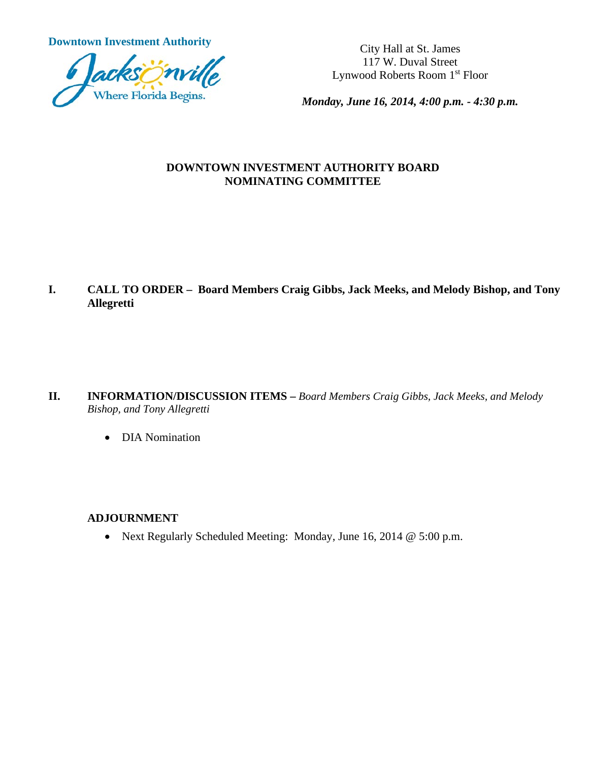**Downtown Investment Authority**

Jacksonville
Where Florida Begins.

City Hall at St. James
117 W. Duval Street
Lynwood Roberts Room 1st Floor

***Monday, June 16, 2014, 4:00 p.m. - 4:30 p.m.***

**DOWNTOWN INVESTMENT AUTHORITY BOARD**
**NOMINATING COMMITTEE**

**I. CALL TO ORDER – Board Members Craig Gibbs, Jack Meeks, and Melody Bishop, and Tony Allegretti**

**II. INFORMATION/DISCUSSION ITEMS –** *Board Members Craig Gibbs, Jack Meeks, and Melody Bishop, and Tony Allegretti*

- DIA Nomination

**ADJOURNMENT**

- Next Regularly Scheduled Meeting: Monday, June 16, 2014 @ 5:00 p.m.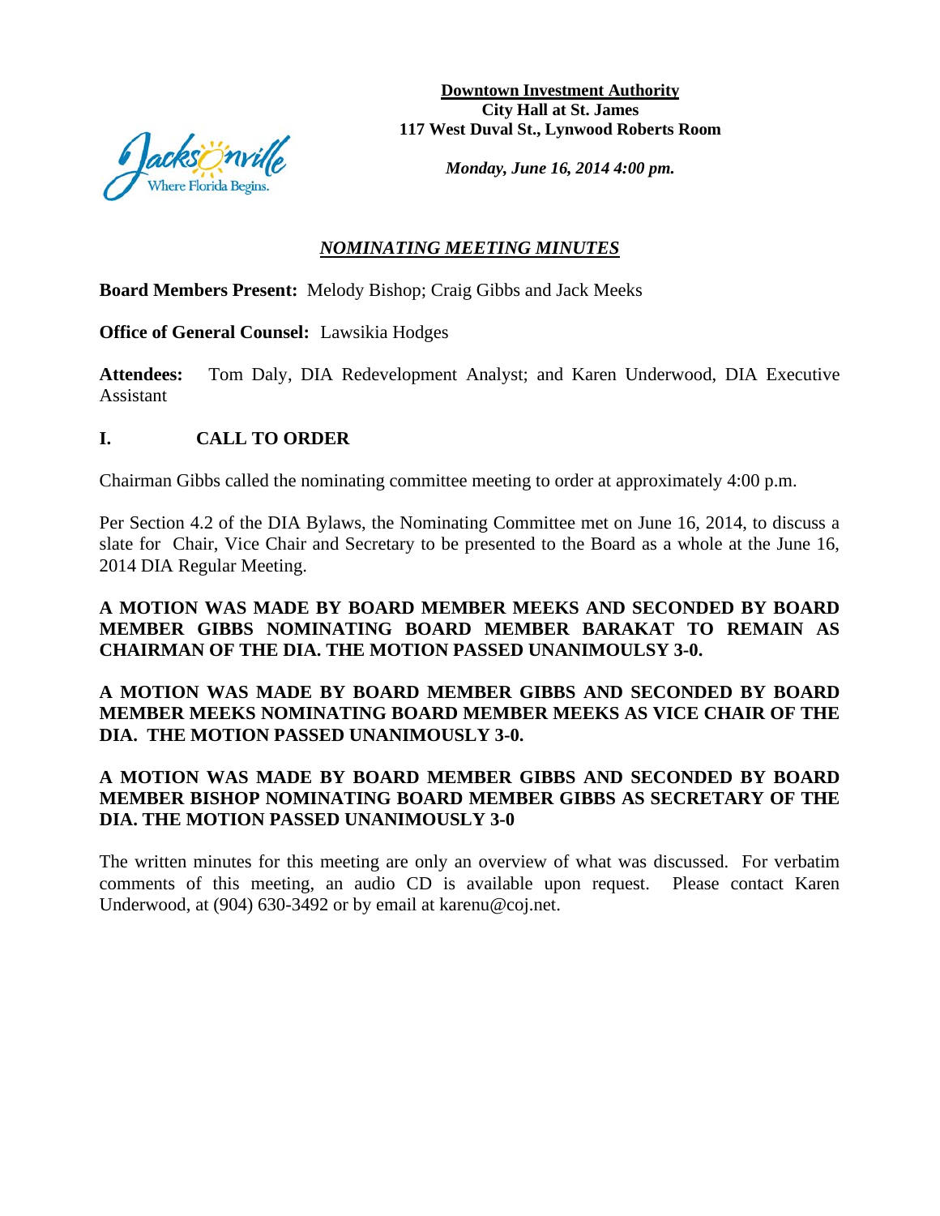**Downtown Investment Authority**
**City Hall at St. James**
**117 West Duval St., Lynwood Roberts Room**

*Monday, June 16, 2014 4:00 pm.*

## *NOMINATING MEETING MINUTES*

**Board Members Present:** Melody Bishop; Craig Gibbs and Jack Meeks

**Office of General Counsel:** Lawsikia Hodges

**Attendees:** Tom Daly, DIA Redevelopment Analyst; and Karen Underwood, DIA Executive Assistant

## I. CALL TO ORDER

Chairman Gibbs called the nominating committee meeting to order at approximately 4:00 p.m.

Per Section 4.2 of the DIA Bylaws, the Nominating Committee met on June 16, 2014, to discuss a slate for Chair, Vice Chair and Secretary to be presented to the Board as a whole at the June 16, 2014 DIA Regular Meeting.

**A MOTION WAS MADE BY BOARD MEMBER MEEKS AND SECONDED BY BOARD MEMBER GIBBS NOMINATING BOARD MEMBER BARAKAT TO REMAIN AS CHAIRMAN OF THE DIA. THE MOTION PASSED UNANIMOULSY 3-0.**

**A MOTION WAS MADE BY BOARD MEMBER GIBBS AND SECONDED BY BOARD MEMBER MEEKS NOMINATING BOARD MEMBER MEEKS AS VICE CHAIR OF THE DIA. THE MOTION PASSED UNANIMOUSLY 3-0.**

**A MOTION WAS MADE BY BOARD MEMBER GIBBS AND SECONDED BY BOARD MEMBER BISHOP NOMINATING BOARD MEMBER GIBBS AS SECRETARY OF THE DIA. THE MOTION PASSED UNANIMOUSLY 3-0**

The written minutes for this meeting are only an overview of what was discussed. For verbatim comments of this meeting, an audio CD is available upon request. Please contact Karen Underwood, at (904) 630-3492 or by email at karenu@coj.net.